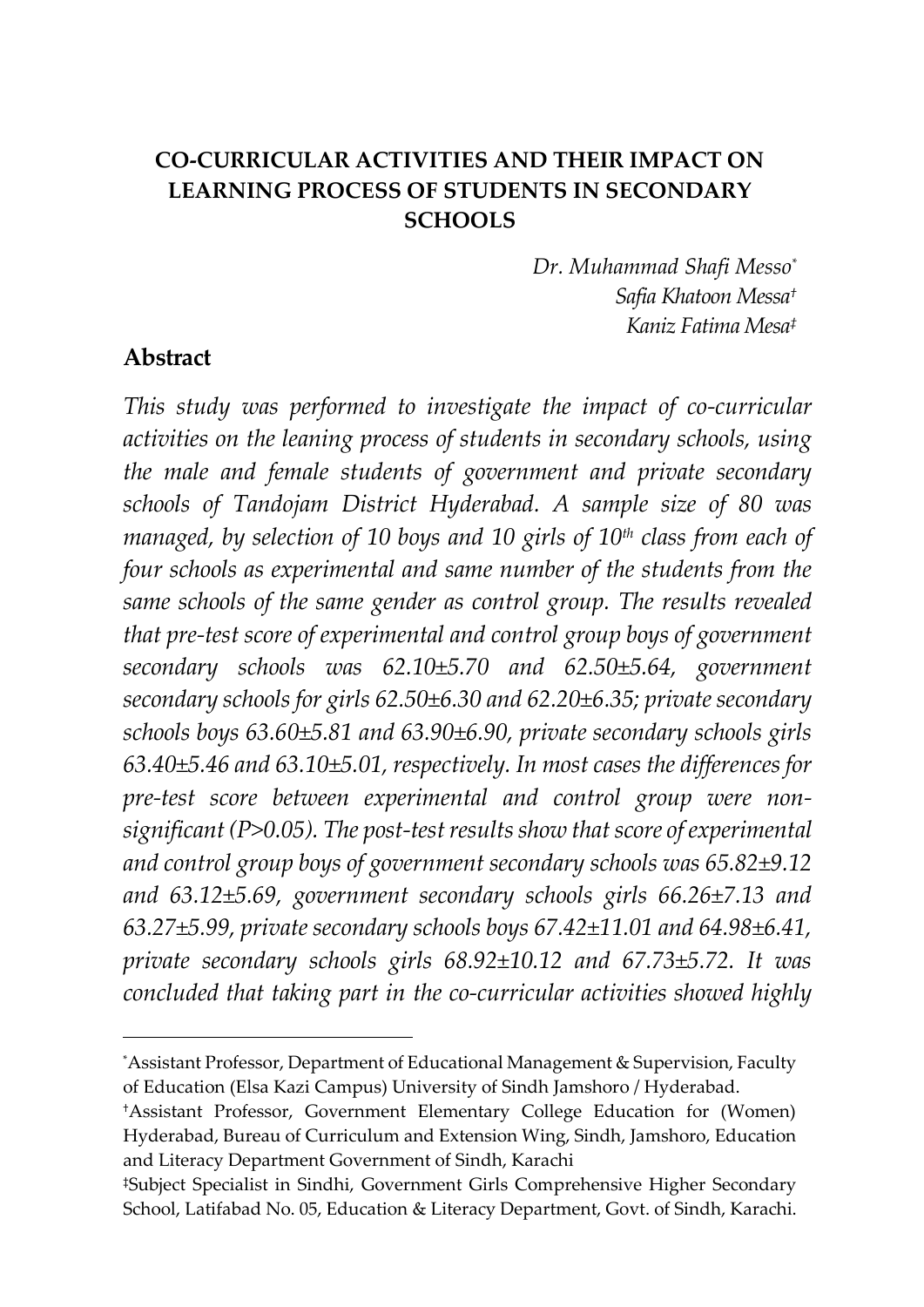# CO-CURRICULAR ACTIVITIES AND THEIR IMPACT ON LEARNING PROCESS OF STUDENTS IN SECONDARY SCHOOLS

*Dr. Muhammad Shafi Messo*[*]
*Safia Khatoon Messa*[†]
*Kaniz Fatima Mesa*[‡]

## Abstract

*This study was performed to investigate the impact of co-curricular activities on the leaning process of students in secondary schools, using the male and female students of government and private secondary schools of Tandojam District Hyderabad. A sample size of 80 was managed, by selection of 10 boys and 10 girls of 10th class from each of four schools as experimental and same number of the students from the same schools of the same gender as control group. The results revealed that pre-test score of experimental and control group boys of government secondary schools was 62.10±5.70 and 62.50±5.64, government secondary schools for girls 62.50±6.30 and 62.20±6.35; private secondary schools boys 63.60±5.81 and 63.90±6.90, private secondary schools girls 63.40±5.46 and 63.10±5.01, respectively. In most cases the differences for pre-test score between experimental and control group were non-significant (P>0.05). The post-test results show that score of experimental and control group boys of government secondary schools was 65.82±9.12 and 63.12±5.69, government secondary schools girls 66.26±7.13 and 63.27±5.99, private secondary schools boys 67.42±11.01 and 64.98±6.41, private secondary schools girls 68.92±10.12 and 67.73±5.72. It was concluded that taking part in the co-curricular activities showed highly*

---

[*] Assistant Professor, Department of Educational Management & Supervision, Faculty of Education (Elsa Kazi Campus) University of Sindh Jamshoro / Hyderabad.

[†] Assistant Professor, Government Elementary College Education for (Women) Hyderabad, Bureau of Curriculum and Extension Wing, Sindh, Jamshoro, Education and Literacy Department Government of Sindh, Karachi

[‡] Subject Specialist in Sindhi, Government Girls Comprehensive Higher Secondary School, Latifabad No. 05, Education & Literacy Department, Govt. of Sindh, Karachi.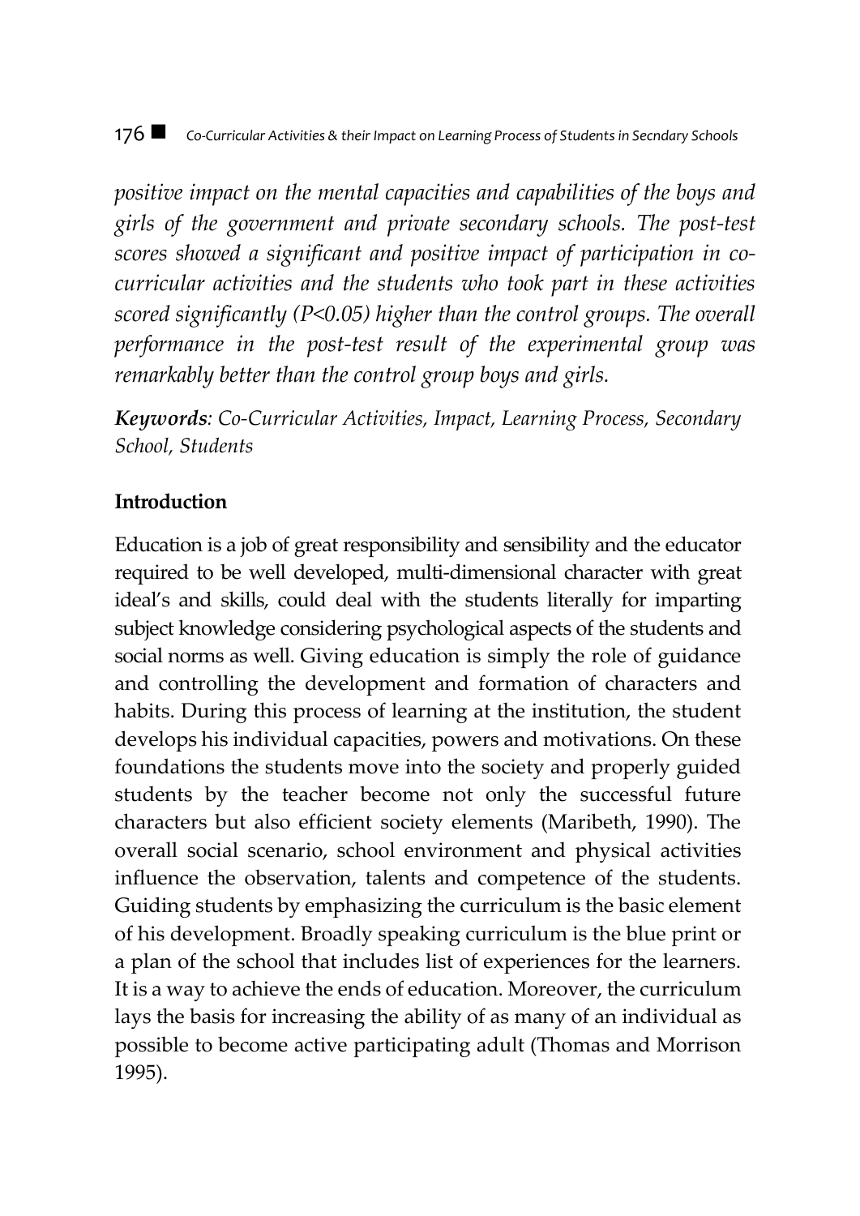*positive impact on the mental capacities and capabilities of the boys and girls of the government and private secondary schools. The post-test scores showed a significant and positive impact of participation in co-curricular activities and the students who took part in these activities scored significantly (P<0.05) higher than the control groups. The overall performance in the post-test result of the experimental group was remarkably better than the control group boys and girls.*

***Keywords**: Co-Curricular Activities, Impact, Learning Process, Secondary School, Students*

## Introduction

Education is a job of great responsibility and sensibility and the educator required to be well developed, multi-dimensional character with great ideal's and skills, could deal with the students literally for imparting subject knowledge considering psychological aspects of the students and social norms as well. Giving education is simply the role of guidance and controlling the development and formation of characters and habits. During this process of learning at the institution, the student develops his individual capacities, powers and motivations. On these foundations the students move into the society and properly guided students by the teacher become not only the successful future characters but also efficient society elements (Maribeth, 1990). The overall social scenario, school environment and physical activities influence the observation, talents and competence of the students. Guiding students by emphasizing the curriculum is the basic element of his development. Broadly speaking curriculum is the blue print or a plan of the school that includes list of experiences for the learners. It is a way to achieve the ends of education. Moreover, the curriculum lays the basis for increasing the ability of as many of an individual as possible to become active participating adult (Thomas and Morrison 1995).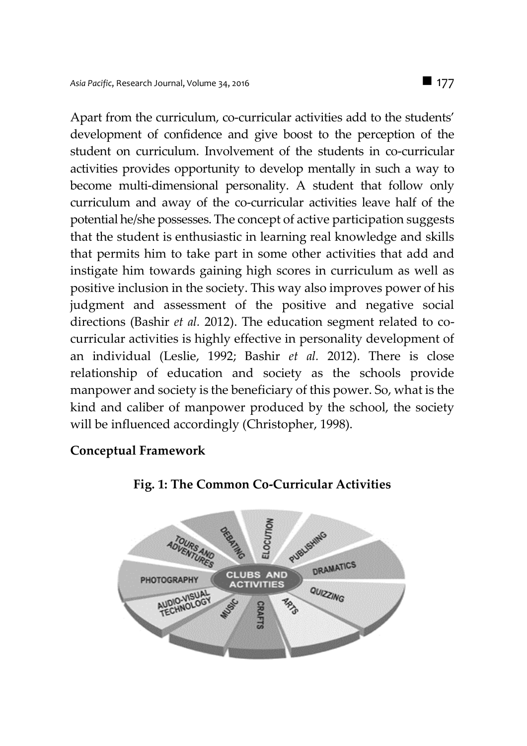Apart from the curriculum, co-curricular activities add to the students' development of confidence and give boost to the perception of the student on curriculum. Involvement of the students in co-curricular activities provides opportunity to develop mentally in such a way to become multi-dimensional personality. A student that follow only curriculum and away of the co-curricular activities leave half of the potential he/she possesses. The concept of active participation suggests that the student is enthusiastic in learning real knowledge and skills that permits him to take part in some other activities that add and instigate him towards gaining high scores in curriculum as well as positive inclusion in the society. This way also improves power of his judgment and assessment of the positive and negative social directions (Bashir *et al.* 2012). The education segment related to co-curricular activities is highly effective in personality development of an individual (Leslie, 1992; Bashir *et al.* 2012). There is close relationship of education and society as the schools provide manpower and society is the beneficiary of this power. So, what is the kind and caliber of manpower produced by the school, the society will be influenced accordingly (Christopher, 1998).

**Conceptual Framework**

**Fig. 1: The Common Co-Curricular Activities**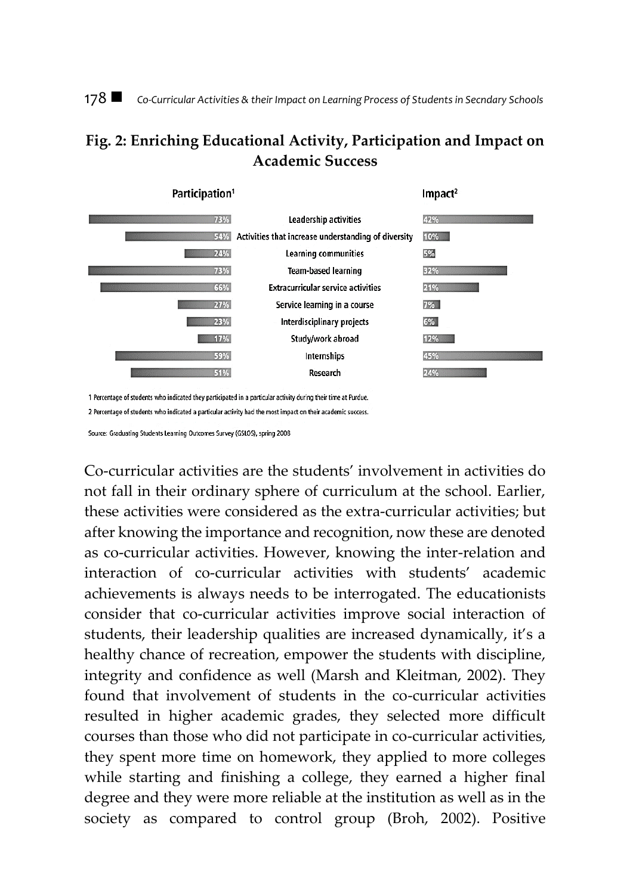**Fig. 2: Enriching Educational Activity, Participation and Impact on Academic Success**

| Participation[1] | Activity | Impact[2] |
|---|---|---|
| 73% | Leadership activities | 42% |
| 54% | Activities that increase understanding of diversity | 10% |
| 24% | Learning communities | 5% |
| 73% | Team-based learning | 32% |
| 66% | Extracurricular service activities | 21% |
| 27% | Service learning in a course | 7% |
| 23% | Interdisciplinary projects | 6% |
| 17% | Study/work abroad | 12% |
| 59% | Internships | 45% |
| 51% | Research | 24% |

1 Percentage of students who indicated they participated in a particular activity during their time at Purdue.

2 Percentage of students who indicated a particular activity had the most impact on their academic success.

Source: Graduating Students Learning Outcomes Survey (GSLOS), spring 2008

Co-curricular activities are the students' involvement in activities do not fall in their ordinary sphere of curriculum at the school. Earlier, these activities were considered as the extra-curricular activities; but after knowing the importance and recognition, now these are denoted as co-curricular activities. However, knowing the inter-relation and interaction of co-curricular activities with students' academic achievements is always needs to be interrogated. The educationists consider that co-curricular activities improve social interaction of students, their leadership qualities are increased dynamically, it's a healthy chance of recreation, empower the students with discipline, integrity and confidence as well (Marsh and Kleitman, 2002). They found that involvement of students in the co-curricular activities resulted in higher academic grades, they selected more difficult courses than those who did not participate in co-curricular activities, they spent more time on homework, they applied to more colleges while starting and finishing a college, they earned a higher final degree and they were more reliable at the institution as well as in the society as compared to control group (Broh, 2002). Positive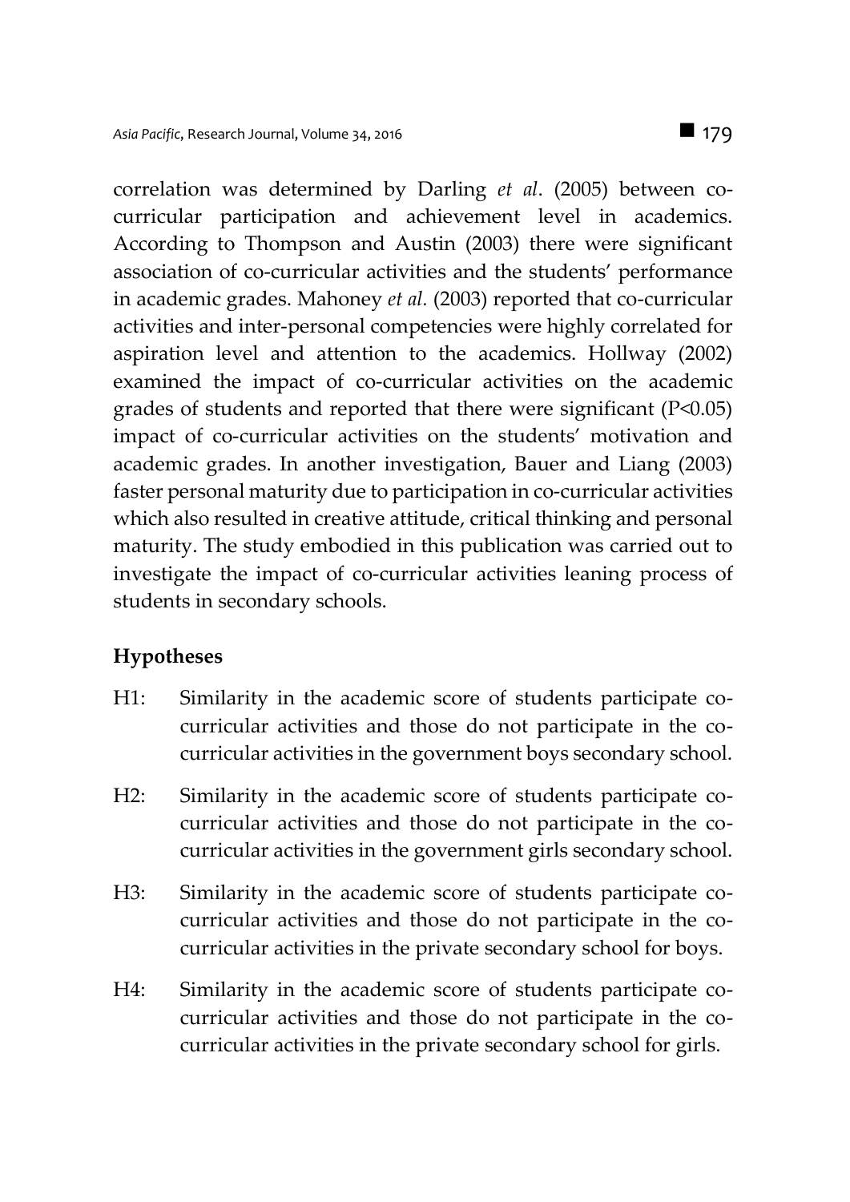correlation was determined by Darling *et al*. (2005) between co-curricular participation and achievement level in academics. According to Thompson and Austin (2003) there were significant association of co-curricular activities and the students' performance in academic grades. Mahoney *et al*. (2003) reported that co-curricular activities and inter-personal competencies were highly correlated for aspiration level and attention to the academics. Hollway (2002) examined the impact of co-curricular activities on the academic grades of students and reported that there were significant ($P<0.05$) impact of co-curricular activities on the students' motivation and academic grades. In another investigation, Bauer and Liang (2003) faster personal maturity due to participation in co-curricular activities which also resulted in creative attitude, critical thinking and personal maturity. The study embodied in this publication was carried out to investigate the impact of co-curricular activities leaning process of students in secondary schools.

### Hypotheses

- H1: Similarity in the academic score of students participate co-curricular activities and those do not participate in the co-curricular activities in the government boys secondary school.
- H2: Similarity in the academic score of students participate co-curricular activities and those do not participate in the co-curricular activities in the government girls secondary school.
- H3: Similarity in the academic score of students participate co-curricular activities and those do not participate in the co-curricular activities in the private secondary school for boys.
- H4: Similarity in the academic score of students participate co-curricular activities and those do not participate in the co-curricular activities in the private secondary school for girls.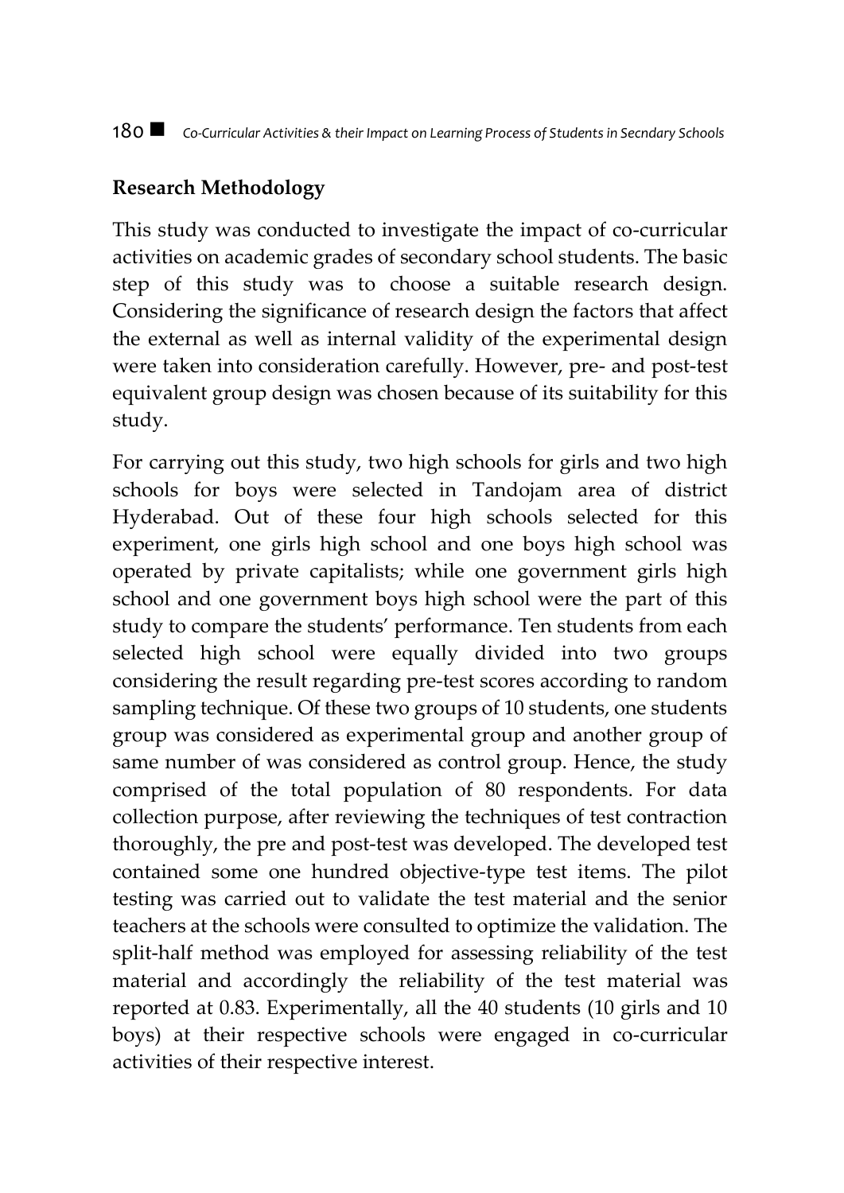## Research Methodology

This study was conducted to investigate the impact of co-curricular activities on academic grades of secondary school students. The basic step of this study was to choose a suitable research design. Considering the significance of research design the factors that affect the external as well as internal validity of the experimental design were taken into consideration carefully. However, pre- and post-test equivalent group design was chosen because of its suitability for this study.

For carrying out this study, two high schools for girls and two high schools for boys were selected in Tandojam area of district Hyderabad. Out of these four high schools selected for this experiment, one girls high school and one boys high school was operated by private capitalists; while one government girls high school and one government boys high school were the part of this study to compare the students' performance. Ten students from each selected high school were equally divided into two groups considering the result regarding pre-test scores according to random sampling technique. Of these two groups of 10 students, one students group was considered as experimental group and another group of same number of was considered as control group. Hence, the study comprised of the total population of 80 respondents. For data collection purpose, after reviewing the techniques of test contraction thoroughly, the pre and post-test was developed. The developed test contained some one hundred objective-type test items. The pilot testing was carried out to validate the test material and the senior teachers at the schools were consulted to optimize the validation. The split-half method was employed for assessing reliability of the test material and accordingly the reliability of the test material was reported at 0.83. Experimentally, all the 40 students (10 girls and 10 boys) at their respective schools were engaged in co-curricular activities of their respective interest.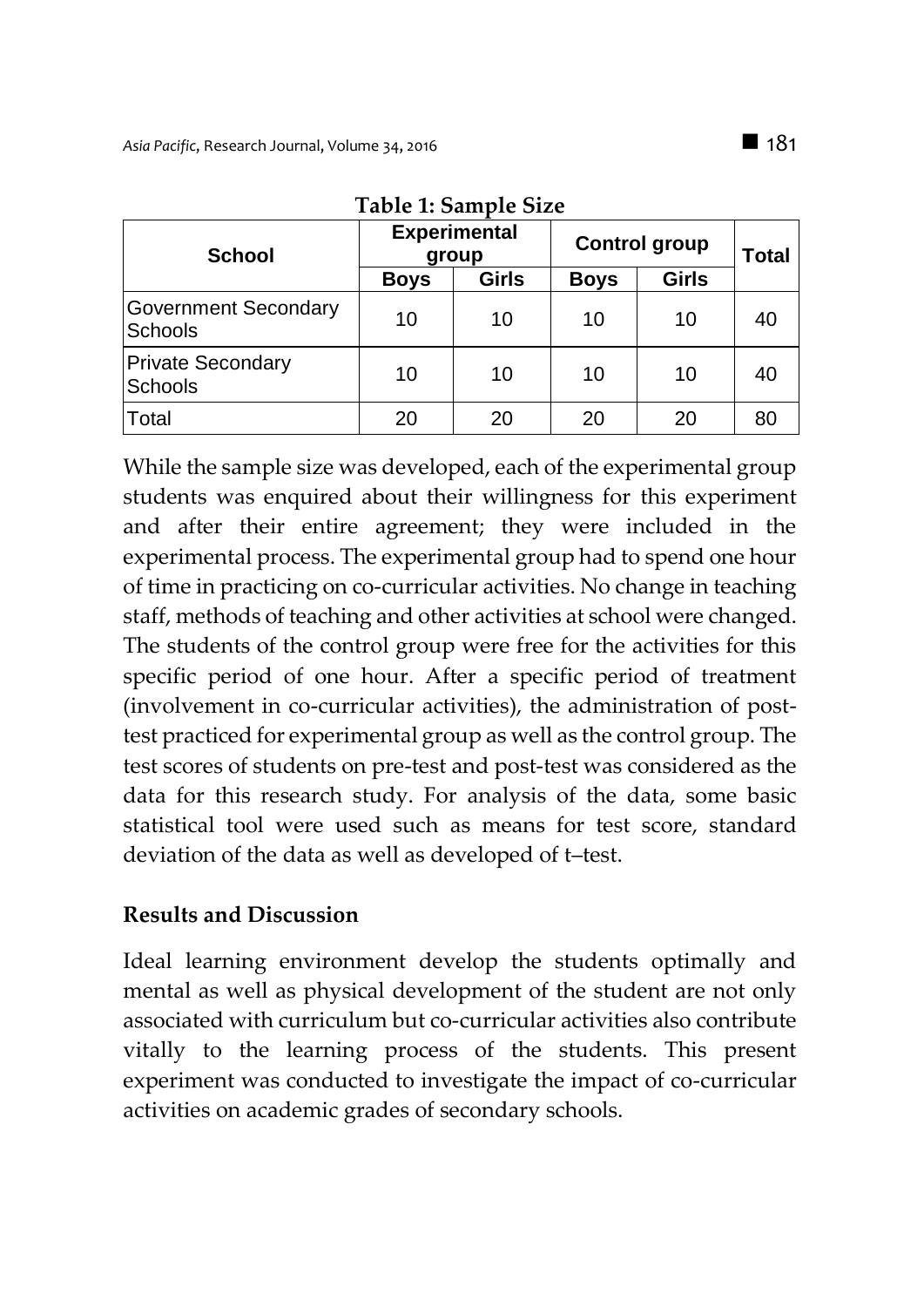**Table 1: Sample Size**

| School | Experimental group | | Control group | | Total |
|---|---|---|---|---|---|
| | Boys | Girls | Boys | Girls | |
| Government Secondary Schools | 10 | 10 | 10 | 10 | 40 |
| Private Secondary Schools | 10 | 10 | 10 | 10 | 40 |
| Total | 20 | 20 | 20 | 20 | 80 |

While the sample size was developed, each of the experimental group students was enquired about their willingness for this experiment and after their entire agreement; they were included in the experimental process. The experimental group had to spend one hour of time in practicing on co-curricular activities. No change in teaching staff, methods of teaching and other activities at school were changed. The students of the control group were free for the activities for this specific period of one hour. After a specific period of treatment (involvement in co-curricular activities), the administration of post-test practiced for experimental group as well as the control group. The test scores of students on pre-test and post-test was considered as the data for this research study. For analysis of the data, some basic statistical tool were used such as means for test score, standard deviation of the data as well as developed of t–test.

## Results and Discussion

Ideal learning environment develop the students optimally and mental as well as physical development of the student are not only associated with curriculum but co-curricular activities also contribute vitally to the learning process of the students. This present experiment was conducted to investigate the impact of co-curricular activities on academic grades of secondary schools.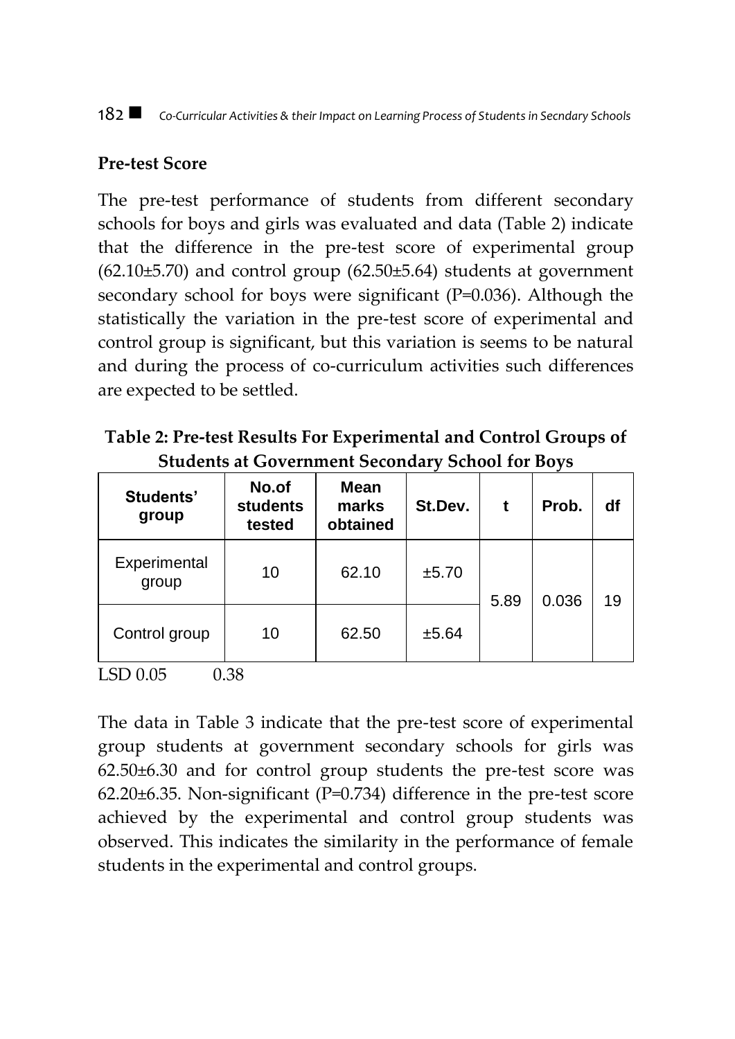## Pre-test Score

The pre-test performance of students from different secondary schools for boys and girls was evaluated and data (Table 2) indicate that the difference in the pre-test score of experimental group (62.10±5.70) and control group (62.50±5.64) students at government secondary school for boys were significant (P=0.036). Although the statistically the variation in the pre-test score of experimental and control group is significant, but this variation is seems to be natural and during the process of co-curriculum activities such differences are expected to be settled.

**Table 2: Pre-test Results For Experimental and Control Groups of Students at Government Secondary School for Boys**

| Students' group | No.of students tested | Mean marks obtained | St.Dev. | t | Prob. | df |
|---|---|---|---|---|---|---|
| Experimental group | 10 | 62.10 | ±5.70 | 5.89 | 0.036 | 19 |
| Control group | 10 | 62.50 | ±5.64 | | | |

LSD 0.05 0.38

The data in Table 3 indicate that the pre-test score of experimental group students at government secondary schools for girls was 62.50±6.30 and for control group students the pre-test score was 62.20±6.35. Non-significant (P=0.734) difference in the pre-test score achieved by the experimental and control group students was observed. This indicates the similarity in the performance of female students in the experimental and control groups.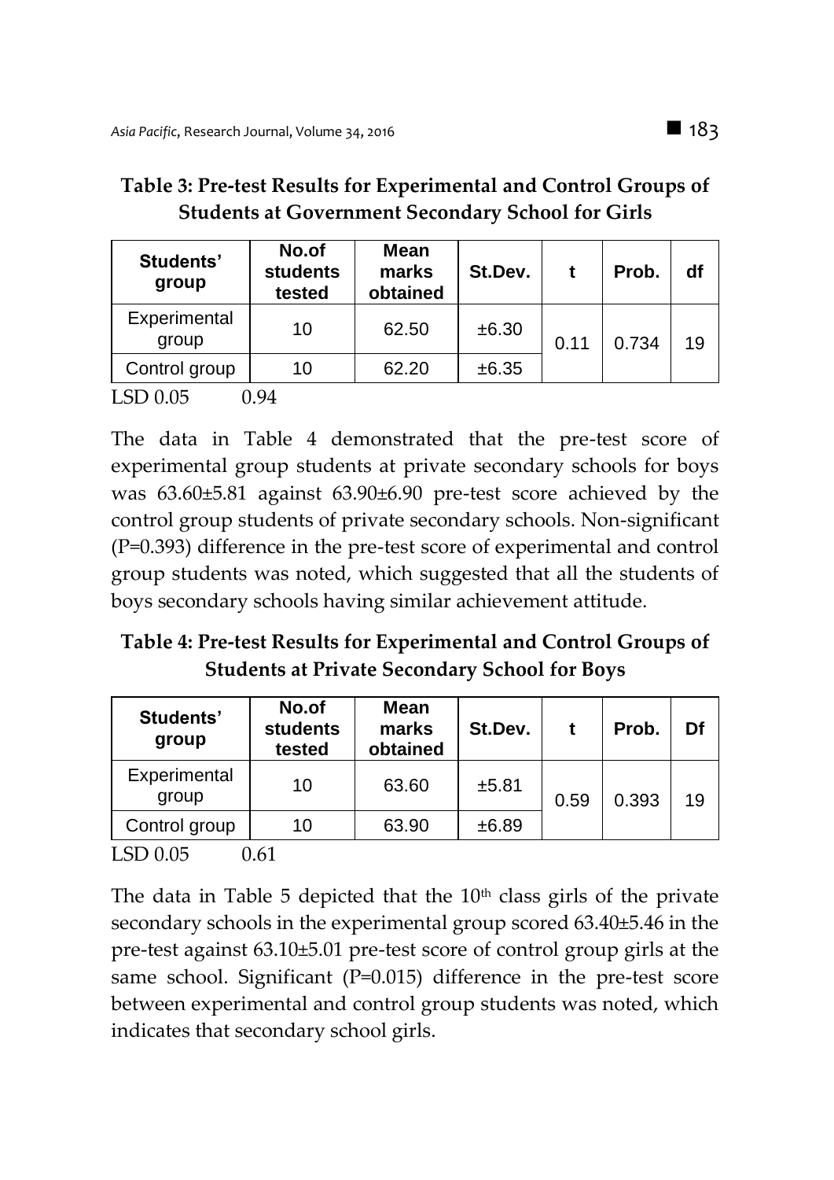**Table 3: Pre-test Results for Experimental and Control Groups of Students at Government Secondary School for Girls**

| Students' group | No.of students tested | Mean marks obtained | St.Dev. | t | Prob. | df |
|---|---|---|---|---|---|---|
| Experimental group | 10 | 62.50 | ±6.30 | 0.11 | 0.734 | 19 |
| Control group | 10 | 62.20 | ±6.35 | | | |

LSD 0.05 0.94

The data in Table 4 demonstrated that the pre-test score of experimental group students at private secondary schools for boys was 63.60±5.81 against 63.90±6.90 pre-test score achieved by the control group students of private secondary schools. Non-significant (P=0.393) difference in the pre-test score of experimental and control group students was noted, which suggested that all the students of boys secondary schools having similar achievement attitude.

**Table 4: Pre-test Results for Experimental and Control Groups of Students at Private Secondary School for Boys**

| Students' group | No.of students tested | Mean marks obtained | St.Dev. | t | Prob. | Df |
|---|---|---|---|---|---|---|
| Experimental group | 10 | 63.60 | ±5.81 | 0.59 | 0.393 | 19 |
| Control group | 10 | 63.90 | ±6.89 | | | |

LSD 0.05 0.61

The data in Table 5 depicted that the 10th class girls of the private secondary schools in the experimental group scored 63.40±5.46 in the pre-test against 63.10±5.01 pre-test score of control group girls at the same school. Significant (P=0.015) difference in the pre-test score between experimental and control group students was noted, which indicates that secondary school girls.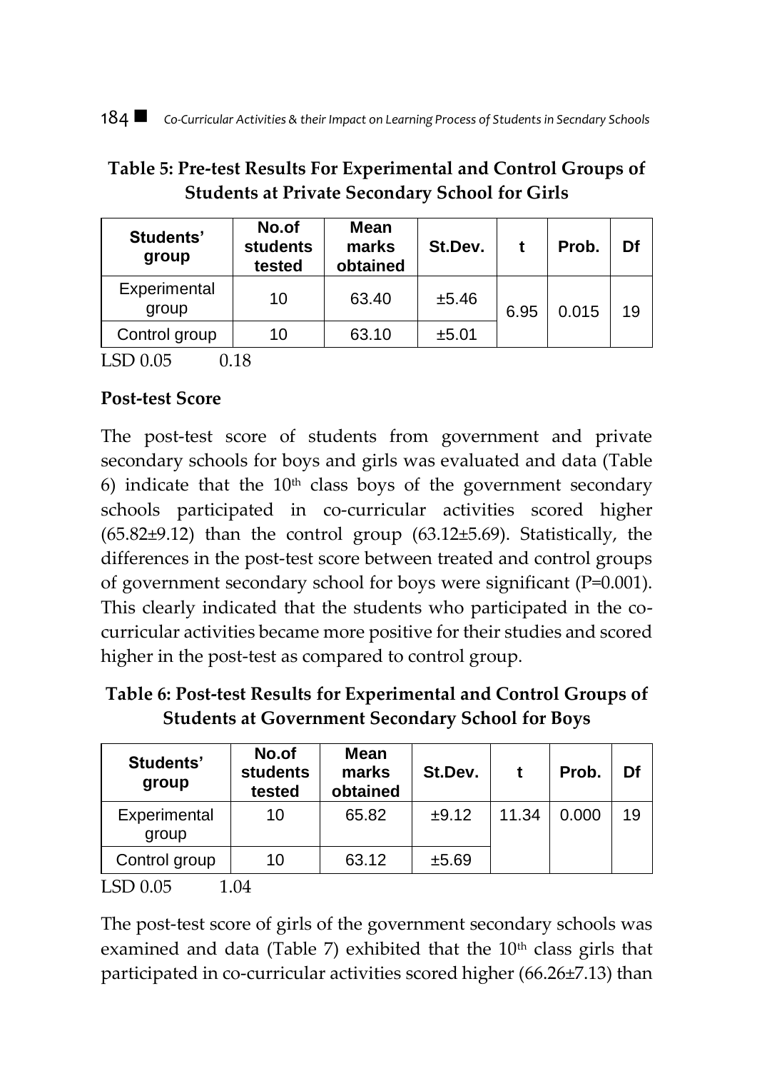**Table 5: Pre-test Results For Experimental and Control Groups of Students at Private Secondary School for Girls**

| Students' group | No.of students tested | Mean marks obtained | St.Dev. | t | Prob. | Df |
|---|---|---|---|---|---|---|
| Experimental group | 10 | 63.40 | ±5.46 | 6.95 | 0.015 | 19 |
| Control group | 10 | 63.10 | ±5.01 | | | |

LSD 0.05 0.18

**Post-test Score**

The post-test score of students from government and private secondary schools for boys and girls was evaluated and data (Table 6) indicate that the 10th class boys of the government secondary schools participated in co-curricular activities scored higher (65.82±9.12) than the control group (63.12±5.69). Statistically, the differences in the post-test score between treated and control groups of government secondary school for boys were significant (P=0.001). This clearly indicated that the students who participated in the co-curricular activities became more positive for their studies and scored higher in the post-test as compared to control group.

**Table 6: Post-test Results for Experimental and Control Groups of Students at Government Secondary School for Boys**

| Students' group | No.of students tested | Mean marks obtained | St.Dev. | t | Prob. | Df |
|---|---|---|---|---|---|---|
| Experimental group | 10 | 65.82 | ±9.12 | 11.34 | 0.000 | 19 |
| Control group | 10 | 63.12 | ±5.69 | | | |

LSD 0.05 1.04

The post-test score of girls of the government secondary schools was examined and data (Table 7) exhibited that the 10th class girls that participated in co-curricular activities scored higher (66.26±7.13) than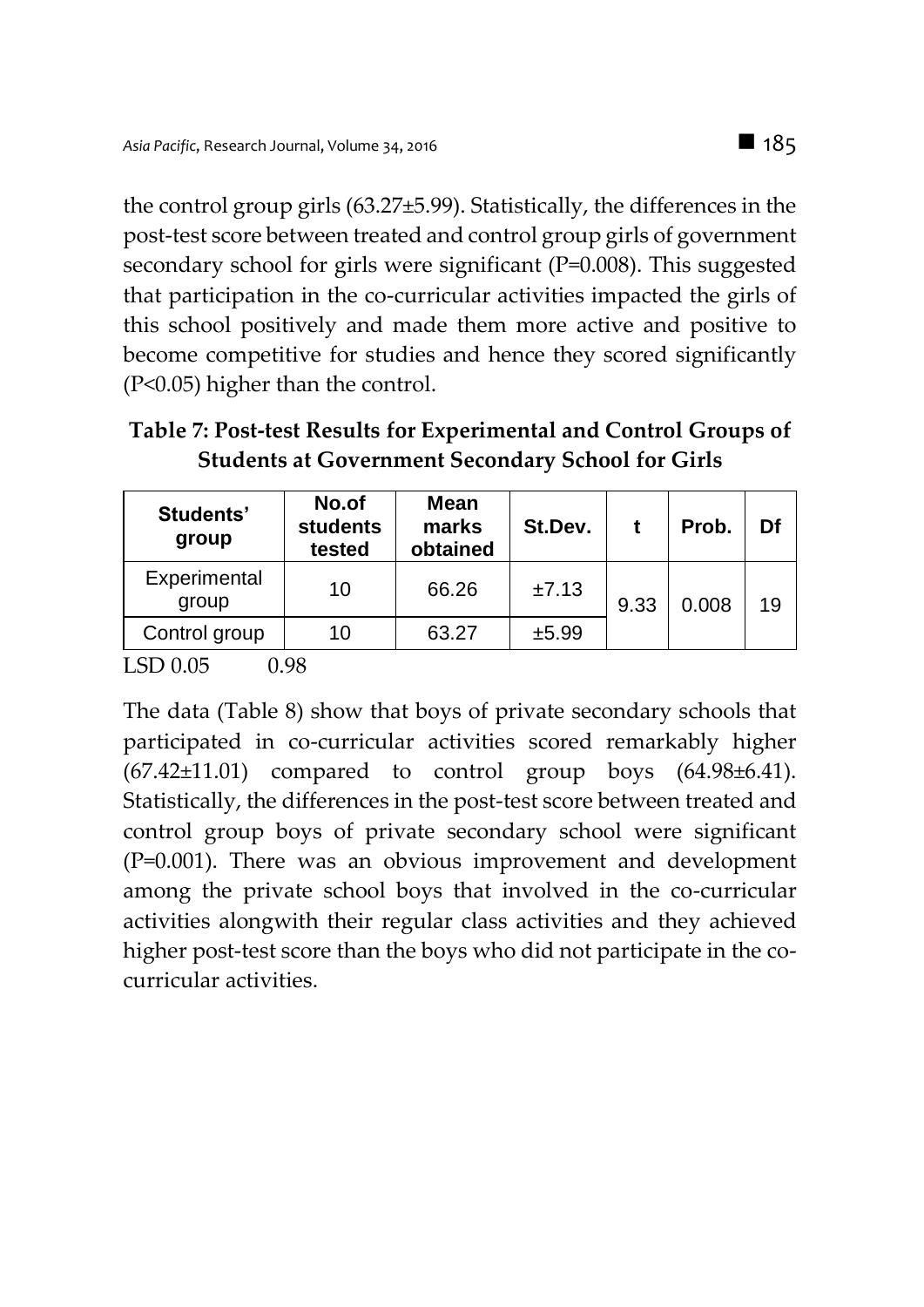the control group girls (63.27±5.99). Statistically, the differences in the post-test score between treated and control group girls of government secondary school for girls were significant (P=0.008). This suggested that participation in the co-curricular activities impacted the girls of this school positively and made them more active and positive to become competitive for studies and hence they scored significantly (P<0.05) higher than the control.

**Table 7: Post-test Results for Experimental and Control Groups of Students at Government Secondary School for Girls**

| Students' group | No.of students tested | Mean marks obtained | St.Dev. | t | Prob. | Df |
|---|---|---|---|---|---|---|
| Experimental group | 10 | 66.26 | ±7.13 | 9.33 | 0.008 | 19 |
| Control group | 10 | 63.27 | ±5.99 | | | |

LSD 0.05 0.98

The data (Table 8) show that boys of private secondary schools that participated in co-curricular activities scored remarkably higher (67.42±11.01) compared to control group boys (64.98±6.41). Statistically, the differences in the post-test score between treated and control group boys of private secondary school were significant (P=0.001). There was an obvious improvement and development among the private school boys that involved in the co-curricular activities alongwith their regular class activities and they achieved higher post-test score than the boys who did not participate in the co-curricular activities.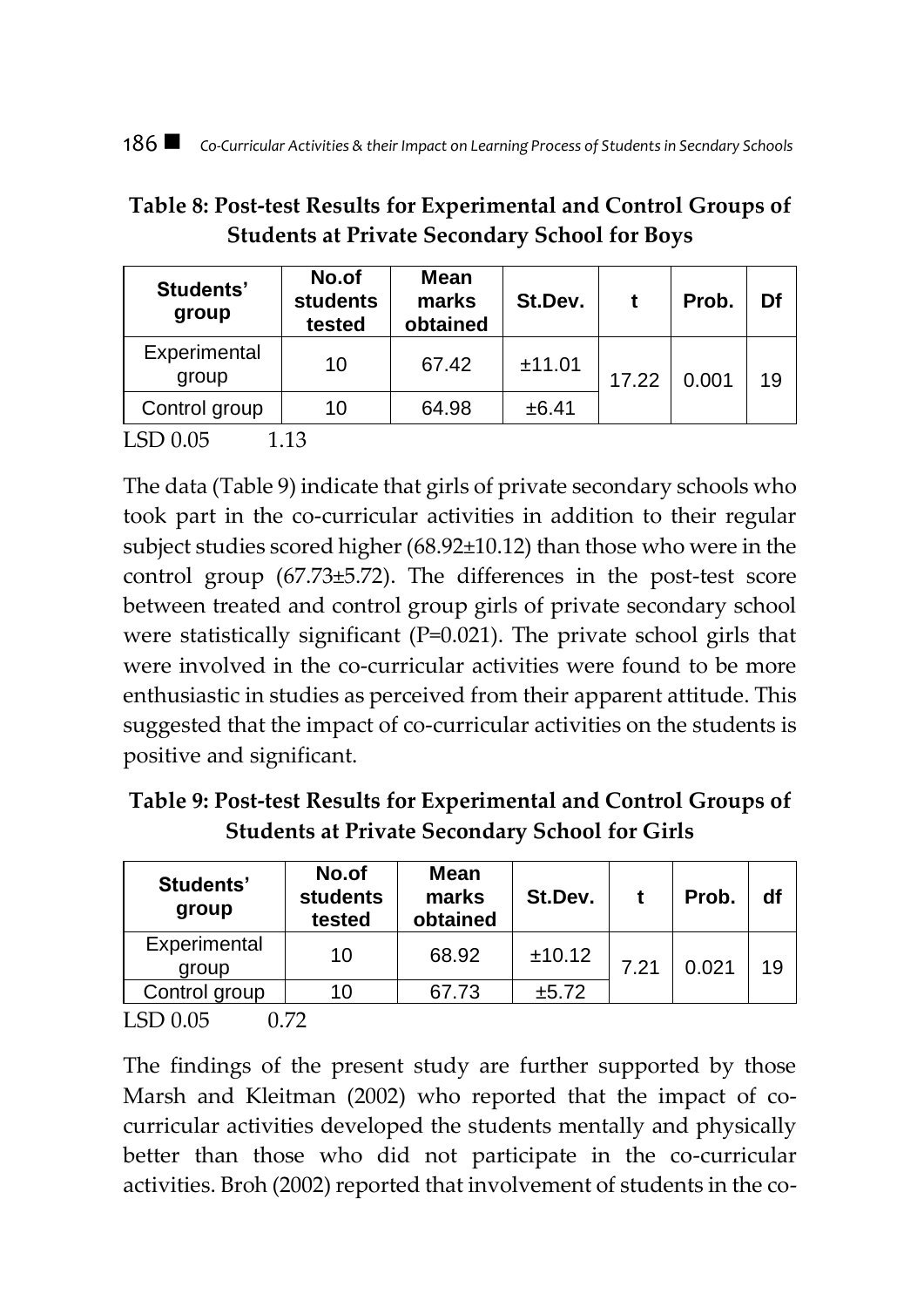**Table 8: Post-test Results for Experimental and Control Groups of Students at Private Secondary School for Boys**

| Students' group | No.of students tested | Mean marks obtained | St.Dev. | t | Prob. | Df |
|---|---|---|---|---|---|---|
| Experimental group | 10 | 67.42 | ±11.01 | 17.22 | 0.001 | 19 |
| Control group | 10 | 64.98 | ±6.41 | | | |

LSD 0.05 1.13

The data (Table 9) indicate that girls of private secondary schools who took part in the co-curricular activities in addition to their regular subject studies scored higher (68.92±10.12) than those who were in the control group (67.73±5.72). The differences in the post-test score between treated and control group girls of private secondary school were statistically significant (P=0.021). The private school girls that were involved in the co-curricular activities were found to be more enthusiastic in studies as perceived from their apparent attitude. This suggested that the impact of co-curricular activities on the students is positive and significant.

**Table 9: Post-test Results for Experimental and Control Groups of Students at Private Secondary School for Girls**

| Students' group | No.of students tested | Mean marks obtained | St.Dev. | t | Prob. | df |
|---|---|---|---|---|---|---|
| Experimental group | 10 | 68.92 | ±10.12 | 7.21 | 0.021 | 19 |
| Control group | 10 | 67.73 | ±5.72 | | | |

LSD 0.05 0.72

The findings of the present study are further supported by those Marsh and Kleitman (2002) who reported that the impact of co-curricular activities developed the students mentally and physically better than those who did not participate in the co-curricular activities. Broh (2002) reported that involvement of students in the co-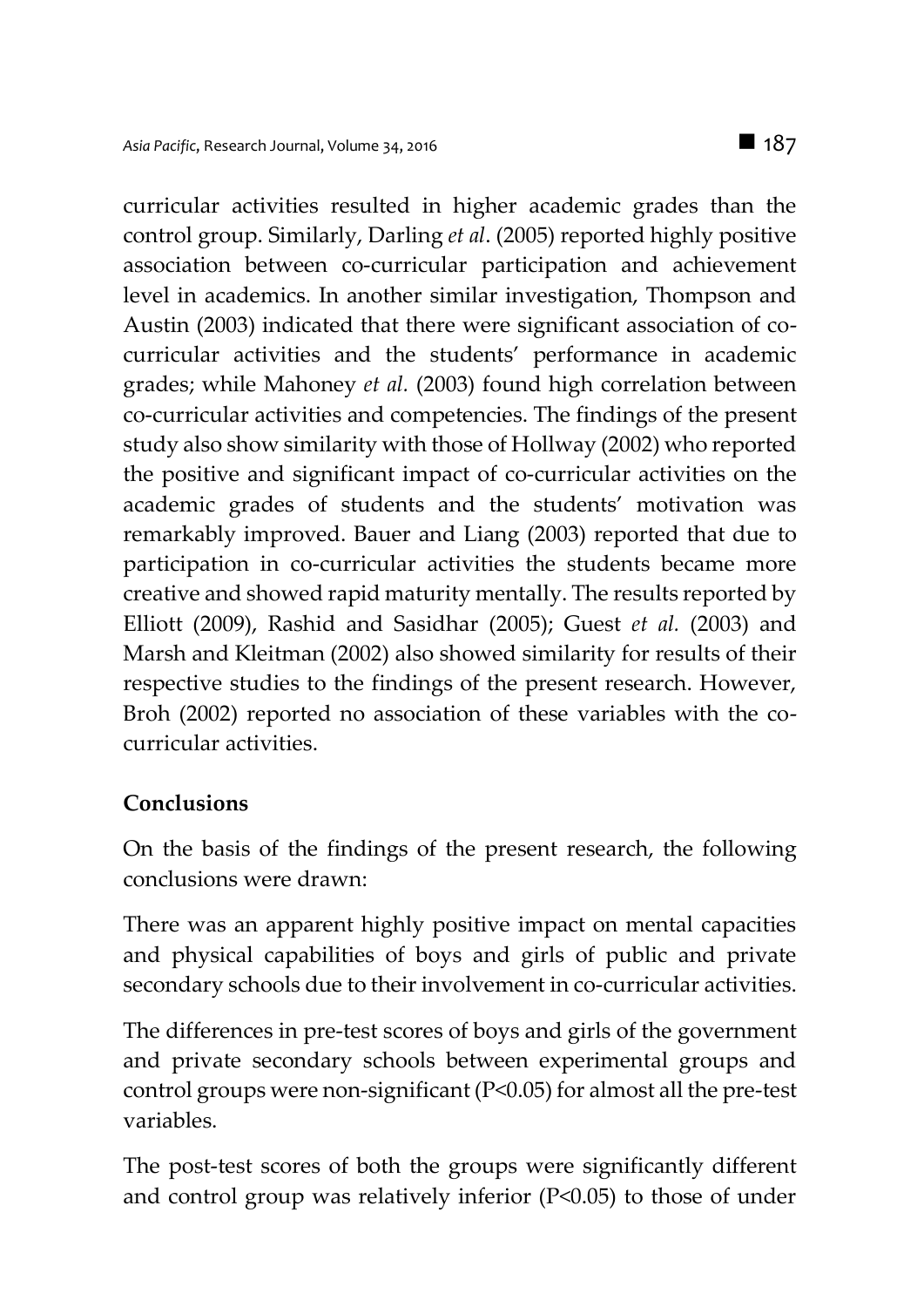curricular activities resulted in higher academic grades than the control group. Similarly, Darling *et al*. (2005) reported highly positive association between co-curricular participation and achievement level in academics. In another similar investigation, Thompson and Austin (2003) indicated that there were significant association of co-curricular activities and the students' performance in academic grades; while Mahoney *et al.* (2003) found high correlation between co-curricular activities and competencies. The findings of the present study also show similarity with those of Hollway (2002) who reported the positive and significant impact of co-curricular activities on the academic grades of students and the students' motivation was remarkably improved. Bauer and Liang (2003) reported that due to participation in co-curricular activities the students became more creative and showed rapid maturity mentally. The results reported by Elliott (2009), Rashid and Sasidhar (2005); Guest *et al.* (2003) and Marsh and Kleitman (2002) also showed similarity for results of their respective studies to the findings of the present research. However, Broh (2002) reported no association of these variables with the co-curricular activities.

## Conclusions

On the basis of the findings of the present research, the following conclusions were drawn:

There was an apparent highly positive impact on mental capacities and physical capabilities of boys and girls of public and private secondary schools due to their involvement in co-curricular activities.

The differences in pre-test scores of boys and girls of the government and private secondary schools between experimental groups and control groups were non-significant ($P<0.05$) for almost all the pre-test variables.

The post-test scores of both the groups were significantly different and control group was relatively inferior ($P<0.05$) to those of under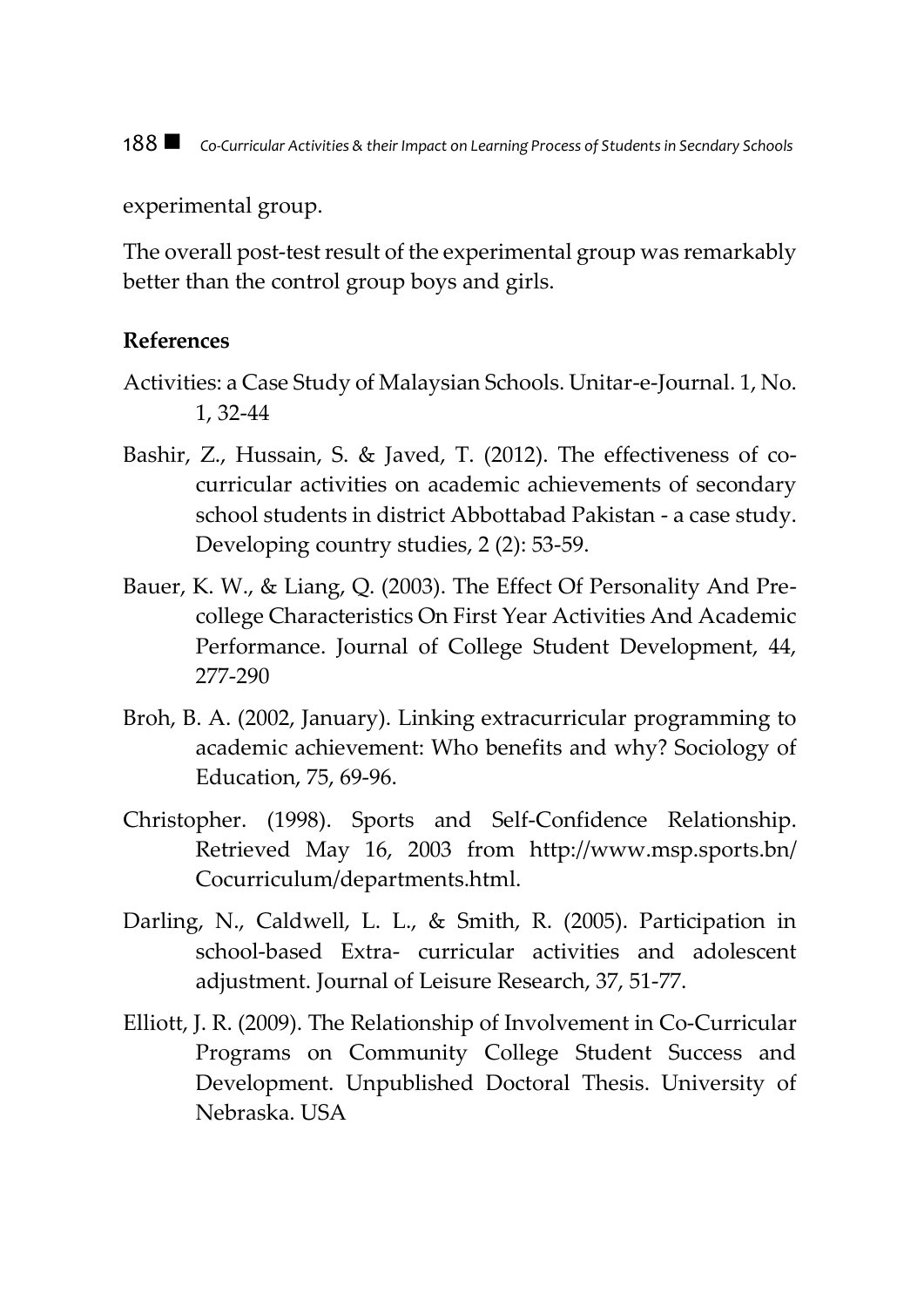experimental group.

The overall post-test result of the experimental group was remarkably better than the control group boys and girls.

**References**

Activities: a Case Study of Malaysian Schools. Unitar-e-Journal. 1, No. 1, 32-44

Bashir, Z., Hussain, S. & Javed, T. (2012). The effectiveness of co-curricular activities on academic achievements of secondary school students in district Abbottabad Pakistan - a case study. Developing country studies, 2 (2): 53-59.

Bauer, K. W., & Liang, Q. (2003). The Effect Of Personality And Pre-college Characteristics On First Year Activities And Academic Performance. Journal of College Student Development, 44, 277-290

Broh, B. A. (2002, January). Linking extracurricular programming to academic achievement: Who benefits and why? Sociology of Education, 75, 69-96.

Christopher. (1998). Sports and Self-Confidence Relationship. Retrieved May 16, 2003 from http://www.msp.sports.bn/Cocurriculum/departments.html.

Darling, N., Caldwell, L. L., & Smith, R. (2005). Participation in school-based Extra- curricular activities and adolescent adjustment. Journal of Leisure Research, 37, 51-77.

Elliott, J. R. (2009). The Relationship of Involvement in Co-Curricular Programs on Community College Student Success and Development. Unpublished Doctoral Thesis. University of Nebraska. USA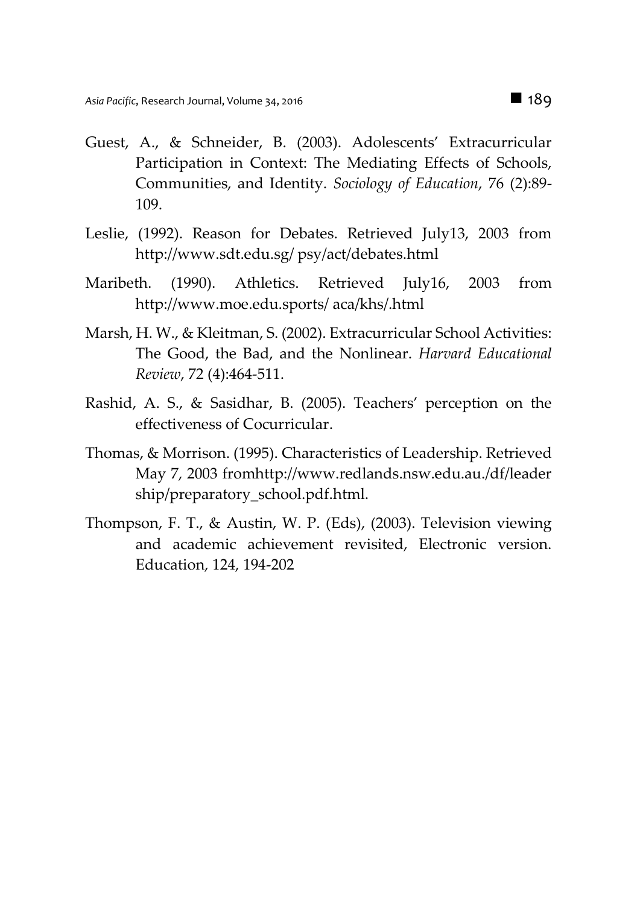Guest, A., & Schneider, B. (2003). Adolescents' Extracurricular Participation in Context: The Mediating Effects of Schools, Communities, and Identity. *Sociology of Education*, 76 (2):89-109.

Leslie, (1992). Reason for Debates. Retrieved July13, 2003 from http://www.sdt.edu.sg/ psy/act/debates.html

Maribeth. (1990). Athletics. Retrieved July16, 2003 from http://www.moe.edu.sports/ aca/khs/.html

Marsh, H. W., & Kleitman, S. (2002). Extracurricular School Activities: The Good, the Bad, and the Nonlinear. *Harvard Educational Review*, 72 (4):464-511.

Rashid, A. S., & Sasidhar, B. (2005). Teachers' perception on the effectiveness of Cocurricular.

Thomas, & Morrison. (1995). Characteristics of Leadership. Retrieved May 7, 2003 fromhttp://www.redlands.nsw.edu.au./df/leadership/preparatory_school.pdf.html.

Thompson, F. T., & Austin, W. P. (Eds), (2003). Television viewing and academic achievement revisited, Electronic version. Education, 124, 194-202